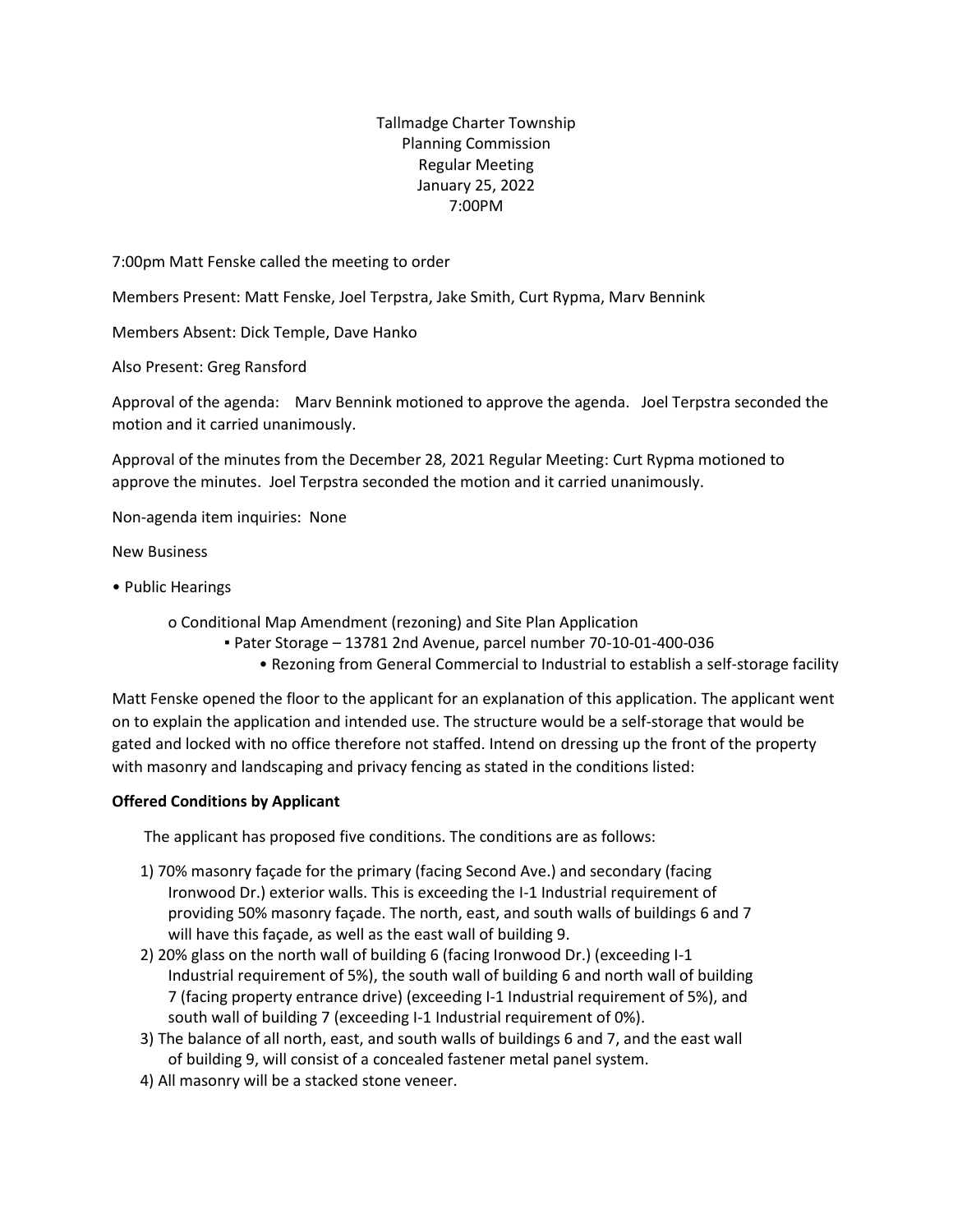Tallmadge Charter Township
Planning Commission
Regular Meeting
January 25, 2022
7:00PM

7:00pm Matt Fenske called the meeting to order

Members Present: Matt Fenske, Joel Terpstra, Jake Smith, Curt Rypma, Marv Bennink

Members Absent: Dick Temple, Dave Hanko

Also Present: Greg Ransford

Approval of the agenda: Marv Bennink motioned to approve the agenda. Joel Terpstra seconded the motion and it carried unanimously.

Approval of the minutes from the December 28, 2021 Regular Meeting: Curt Rypma motioned to approve the minutes. Joel Terpstra seconded the motion and it carried unanimously.

Non-agenda item inquiries: None

New Business

- Public Hearings
  - Conditional Map Amendment (rezoning) and Site Plan Application
    - Pater Storage – 13781 2nd Avenue, parcel number 70-10-01-400-036
      - Rezoning from General Commercial to Industrial to establish a self-storage facility

Matt Fenske opened the floor to the applicant for an explanation of this application. The applicant went on to explain the application and intended use. The structure would be a self-storage that would be gated and locked with no office therefore not staffed. Intend on dressing up the front of the property with masonry and landscaping and privacy fencing as stated in the conditions listed:

**Offered Conditions by Applicant**

The applicant has proposed five conditions. The conditions are as follows:

1) 70% masonry façade for the primary (facing Second Ave.) and secondary (facing Ironwood Dr.) exterior walls. This is exceeding the I-1 Industrial requirement of providing 50% masonry façade. The north, east, and south walls of buildings 6 and 7 will have this façade, as well as the east wall of building 9.
2) 20% glass on the north wall of building 6 (facing Ironwood Dr.) (exceeding I-1 Industrial requirement of 5%), the south wall of building 6 and north wall of building 7 (facing property entrance drive) (exceeding I-1 Industrial requirement of 5%), and south wall of building 7 (exceeding I-1 Industrial requirement of 0%).
3) The balance of all north, east, and south walls of buildings 6 and 7, and the east wall of building 9, will consist of a concealed fastener metal panel system.
4) All masonry will be a stacked stone veneer.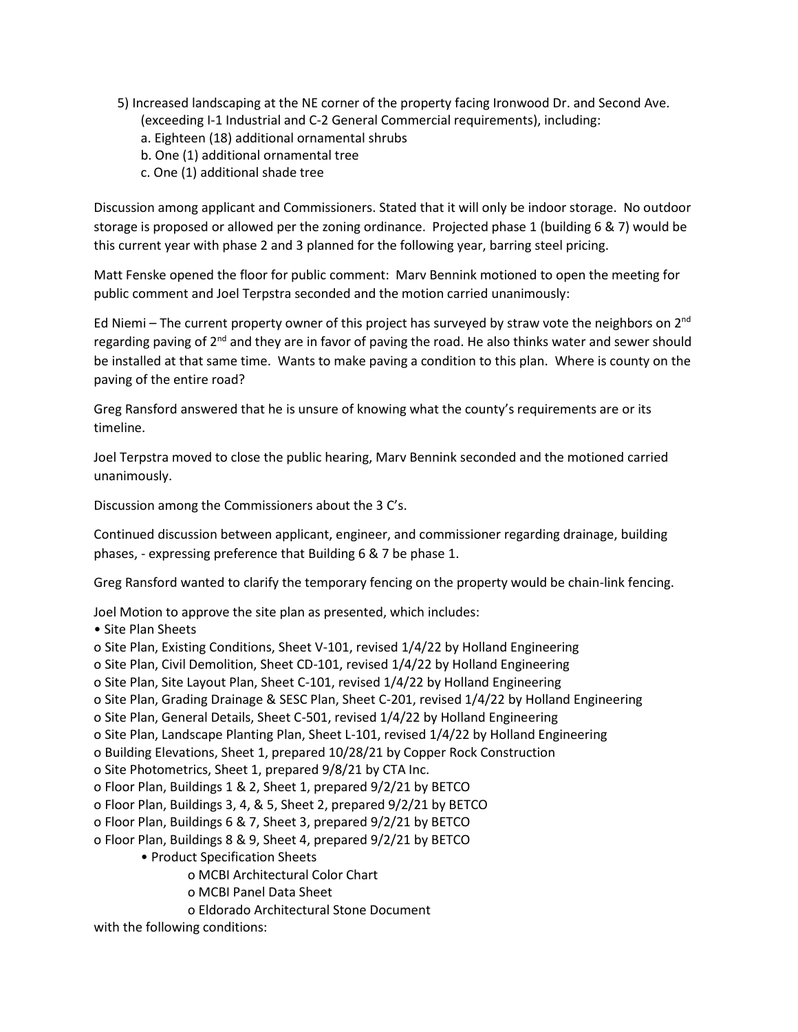5) Increased landscaping at the NE corner of the property facing Ironwood Dr. and Second Ave. (exceeding I-1 Industrial and C-2 General Commercial requirements), including:
   a. Eighteen (18) additional ornamental shrubs
   b. One (1) additional ornamental tree
   c. One (1) additional shade tree

Discussion among applicant and Commissioners. Stated that it will only be indoor storage. No outdoor storage is proposed or allowed per the zoning ordinance. Projected phase 1 (building 6 & 7) would be this current year with phase 2 and 3 planned for the following year, barring steel pricing.

Matt Fenske opened the floor for public comment: Marv Bennink motioned to open the meeting for public comment and Joel Terpstra seconded and the motion carried unanimously:

Ed Niemi – The current property owner of this project has surveyed by straw vote the neighbors on 2nd regarding paving of 2nd and they are in favor of paving the road. He also thinks water and sewer should be installed at that same time. Wants to make paving a condition to this plan. Where is county on the paving of the entire road?

Greg Ransford answered that he is unsure of knowing what the county's requirements are or its timeline.

Joel Terpstra moved to close the public hearing, Marv Bennink seconded and the motioned carried unanimously.

Discussion among the Commissioners about the 3 C's.

Continued discussion between applicant, engineer, and commissioner regarding drainage, building phases, - expressing preference that Building 6 & 7 be phase 1.

Greg Ransford wanted to clarify the temporary fencing on the property would be chain-link fencing.

Joel Motion to approve the site plan as presented, which includes:

- Site Plan Sheets
  - Site Plan, Existing Conditions, Sheet V-101, revised 1/4/22 by Holland Engineering
  - Site Plan, Civil Demolition, Sheet CD-101, revised 1/4/22 by Holland Engineering
  - Site Plan, Site Layout Plan, Sheet C-101, revised 1/4/22 by Holland Engineering
  - Site Plan, Grading Drainage & SESC Plan, Sheet C-201, revised 1/4/22 by Holland Engineering
  - Site Plan, General Details, Sheet C-501, revised 1/4/22 by Holland Engineering
  - Site Plan, Landscape Planting Plan, Sheet L-101, revised 1/4/22 by Holland Engineering
  - Building Elevations, Sheet 1, prepared 10/28/21 by Copper Rock Construction
  - Site Photometrics, Sheet 1, prepared 9/8/21 by CTA Inc.
  - Floor Plan, Buildings 1 & 2, Sheet 1, prepared 9/2/21 by BETCO
  - Floor Plan, Buildings 3, 4, & 5, Sheet 2, prepared 9/2/21 by BETCO
  - Floor Plan, Buildings 6 & 7, Sheet 3, prepared 9/2/21 by BETCO
  - Floor Plan, Buildings 8 & 9, Sheet 4, prepared 9/2/21 by BETCO
- Product Specification Sheets
  - MCBI Architectural Color Chart
  - MCBI Panel Data Sheet
  - Eldorado Architectural Stone Document

with the following conditions: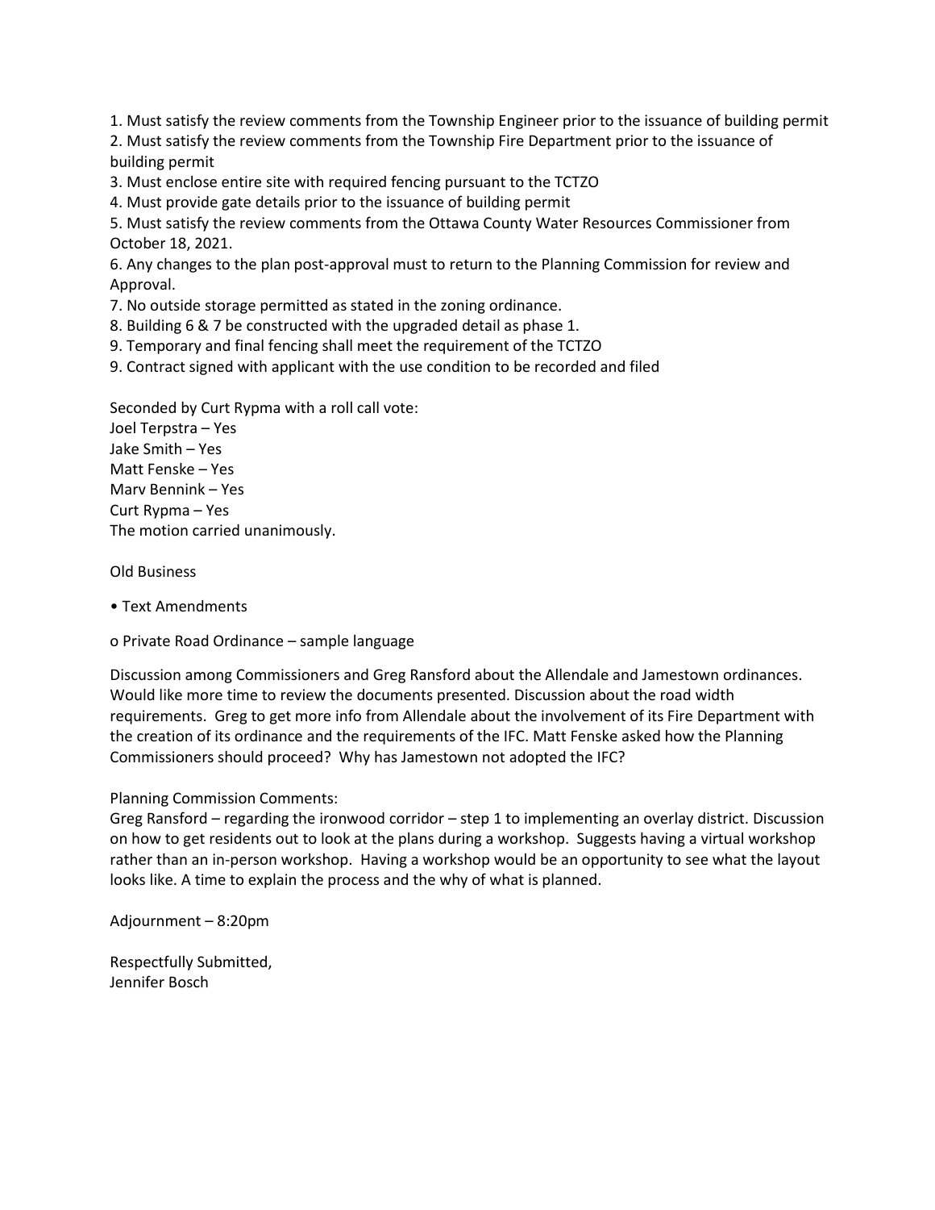1. Must satisfy the review comments from the Township Engineer prior to the issuance of building permit
2. Must satisfy the review comments from the Township Fire Department prior to the issuance of building permit
3. Must enclose entire site with required fencing pursuant to the TCTZO
4. Must provide gate details prior to the issuance of building permit
5. Must satisfy the review comments from the Ottawa County Water Resources Commissioner from October 18, 2021.
6. Any changes to the plan post-approval must to return to the Planning Commission for review and Approval.
7. No outside storage permitted as stated in the zoning ordinance.
8. Building 6 & 7 be constructed with the upgraded detail as phase 1.
9. Temporary and final fencing shall meet the requirement of the TCTZO
9. Contract signed with applicant with the use condition to be recorded and filed

Seconded by Curt Rypma with a roll call vote:
Joel Terpstra – Yes
Jake Smith – Yes
Matt Fenske – Yes
Marv Bennink – Yes
Curt Rypma – Yes
The motion carried unanimously.

Old Business

• Text Amendments

o Private Road Ordinance – sample language

Discussion among Commissioners and Greg Ransford about the Allendale and Jamestown ordinances. Would like more time to review the documents presented. Discussion about the road width requirements. Greg to get more info from Allendale about the involvement of its Fire Department with the creation of its ordinance and the requirements of the IFC. Matt Fenske asked how the Planning Commissioners should proceed? Why has Jamestown not adopted the IFC?

Planning Commission Comments:
Greg Ransford – regarding the ironwood corridor – step 1 to implementing an overlay district. Discussion on how to get residents out to look at the plans during a workshop. Suggests having a virtual workshop rather than an in-person workshop. Having a workshop would be an opportunity to see what the layout looks like. A time to explain the process and the why of what is planned.

Adjournment – 8:20pm

Respectfully Submitted,
Jennifer Bosch